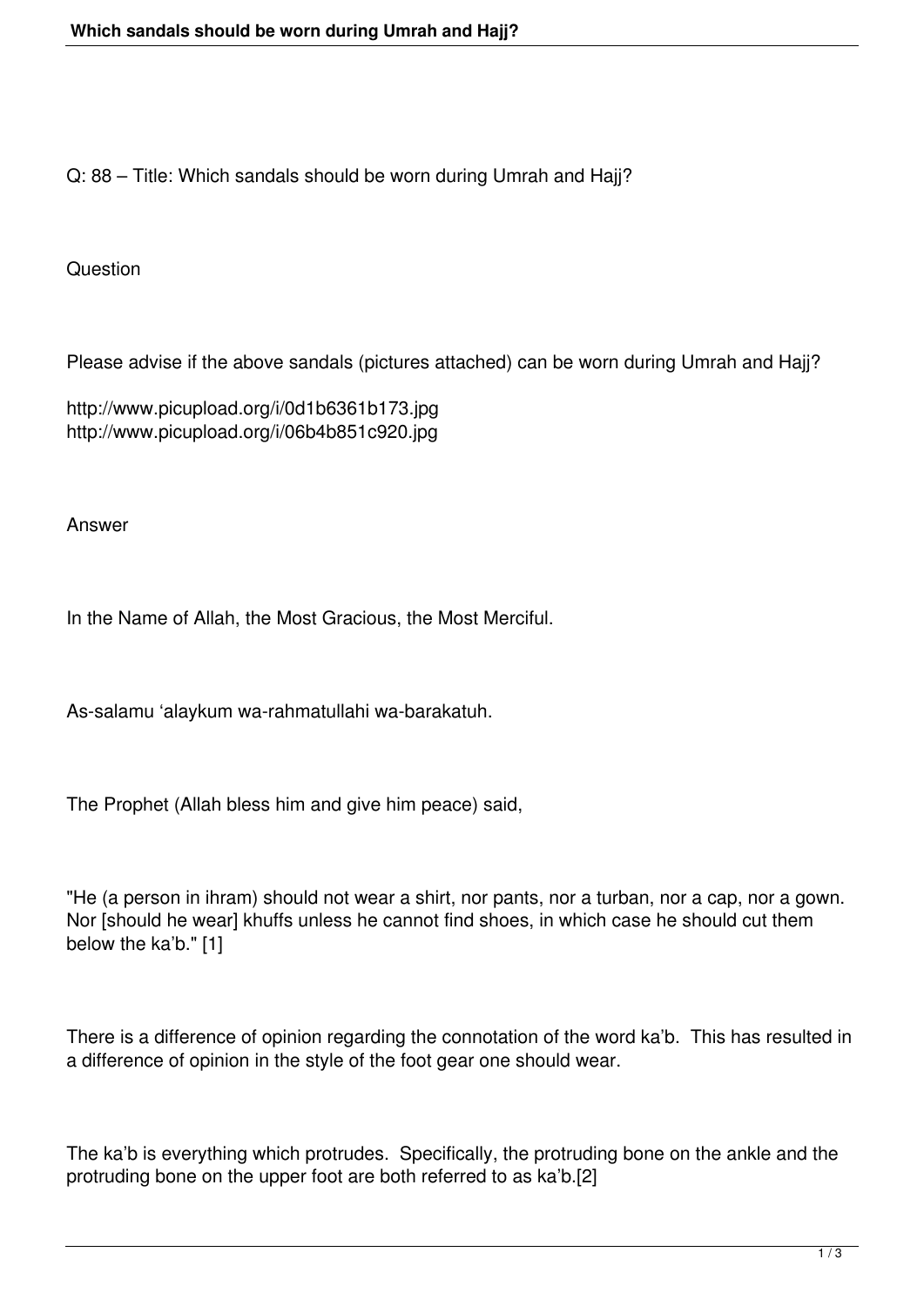Q: 88 – Title: Which sandals should be worn during Umrah and Hajj?

Question

Please advise if the above sandals (pictures attached) can be worn during Umrah and Hajj?

http://www.picupload.org/i/0d1b6361b173.jpg
http://www.picupload.org/i/06b4b851c920.jpg

Answer

In the Name of Allah, the Most Gracious, the Most Merciful.

As-salamu 'alaykum wa-rahmatullahi wa-barakatuh.

The Prophet (Allah bless him and give him peace) said,

"He (a person in ihram) should not wear a shirt, nor pants, nor a turban, nor a cap, nor a gown. Nor [should he wear] khuffs unless he cannot find shoes, in which case he should cut them below the ka'b." [1]

There is a difference of opinion regarding the connotation of the word ka'b. This has resulted in a difference of opinion in the style of the foot gear one should wear.

The ka'b is everything which protrudes. Specifically, the protruding bone on the ankle and the protruding bone on the upper foot are both referred to as ka'b.[2]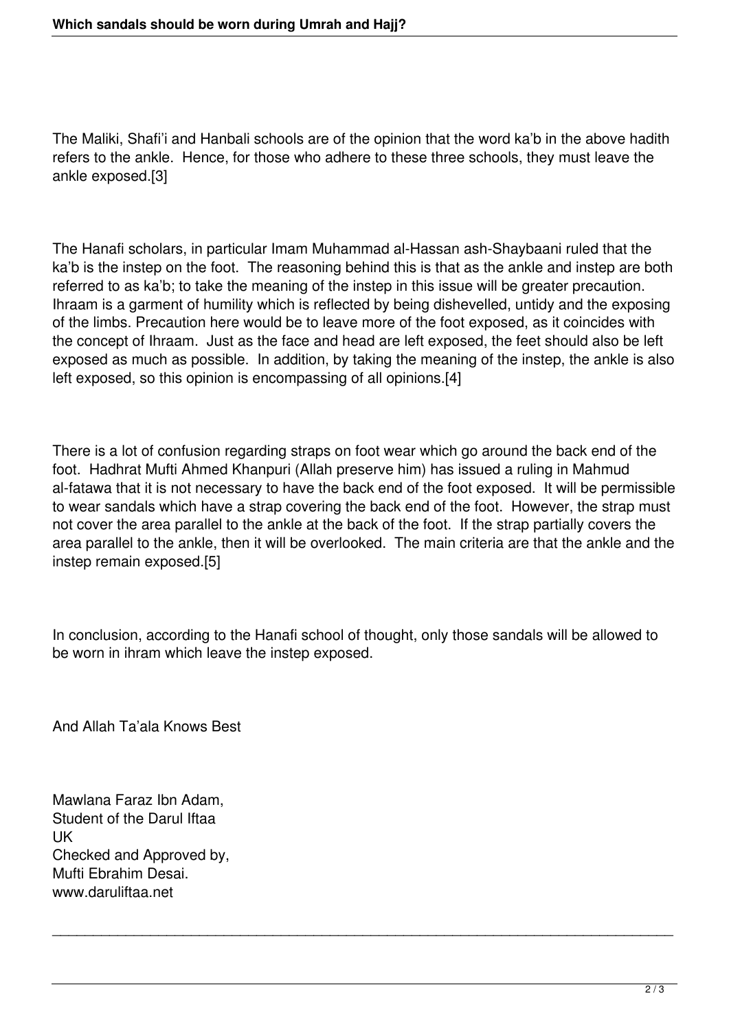The Maliki, Shafi'i and Hanbali schools are of the opinion that the word ka'b in the above hadith refers to the ankle. Hence, for those who adhere to these three schools, they must leave the ankle exposed.[3]

The Hanafi scholars, in particular Imam Muhammad al-Hassan ash-Shaybaani ruled that the ka'b is the instep on the foot. The reasoning behind this is that as the ankle and instep are both referred to as ka'b; to take the meaning of the instep in this issue will be greater precaution. Ihraam is a garment of humility which is reflected by being dishevelled, untidy and the exposing of the limbs. Precaution here would be to leave more of the foot exposed, as it coincides with the concept of Ihraam. Just as the face and head are left exposed, the feet should also be left exposed as much as possible. In addition, by taking the meaning of the instep, the ankle is also left exposed, so this opinion is encompassing of all opinions.[4]

There is a lot of confusion regarding straps on foot wear which go around the back end of the foot. Hadhrat Mufti Ahmed Khanpuri (Allah preserve him) has issued a ruling in Mahmud al-fatawa that it is not necessary to have the back end of the foot exposed. It will be permissible to wear sandals which have a strap covering the back end of the foot. However, the strap must not cover the area parallel to the ankle at the back of the foot. If the strap partially covers the area parallel to the ankle, then it will be overlooked. The main criteria are that the ankle and the instep remain exposed.[5]

In conclusion, according to the Hanafi school of thought, only those sandals will be allowed to be worn in ihram which leave the instep exposed.

And Allah Ta'ala Knows Best

Mawlana Faraz Ibn Adam,
Student of the Darul Iftaa
UK
Checked and Approved by,
Mufti Ebrahim Desai.
www.daruliftaa.net

---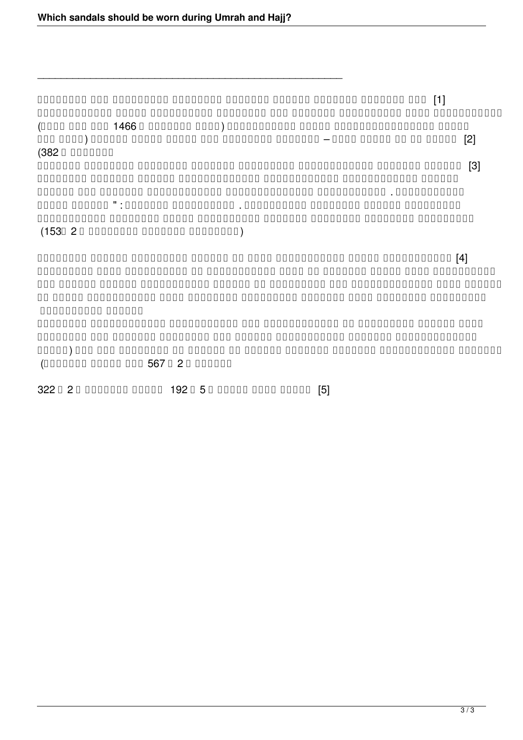---

[1] (1466) (382

[2]

[3] " : . (153 2 )

[4]

(567 2

[5] 322 2 192 5